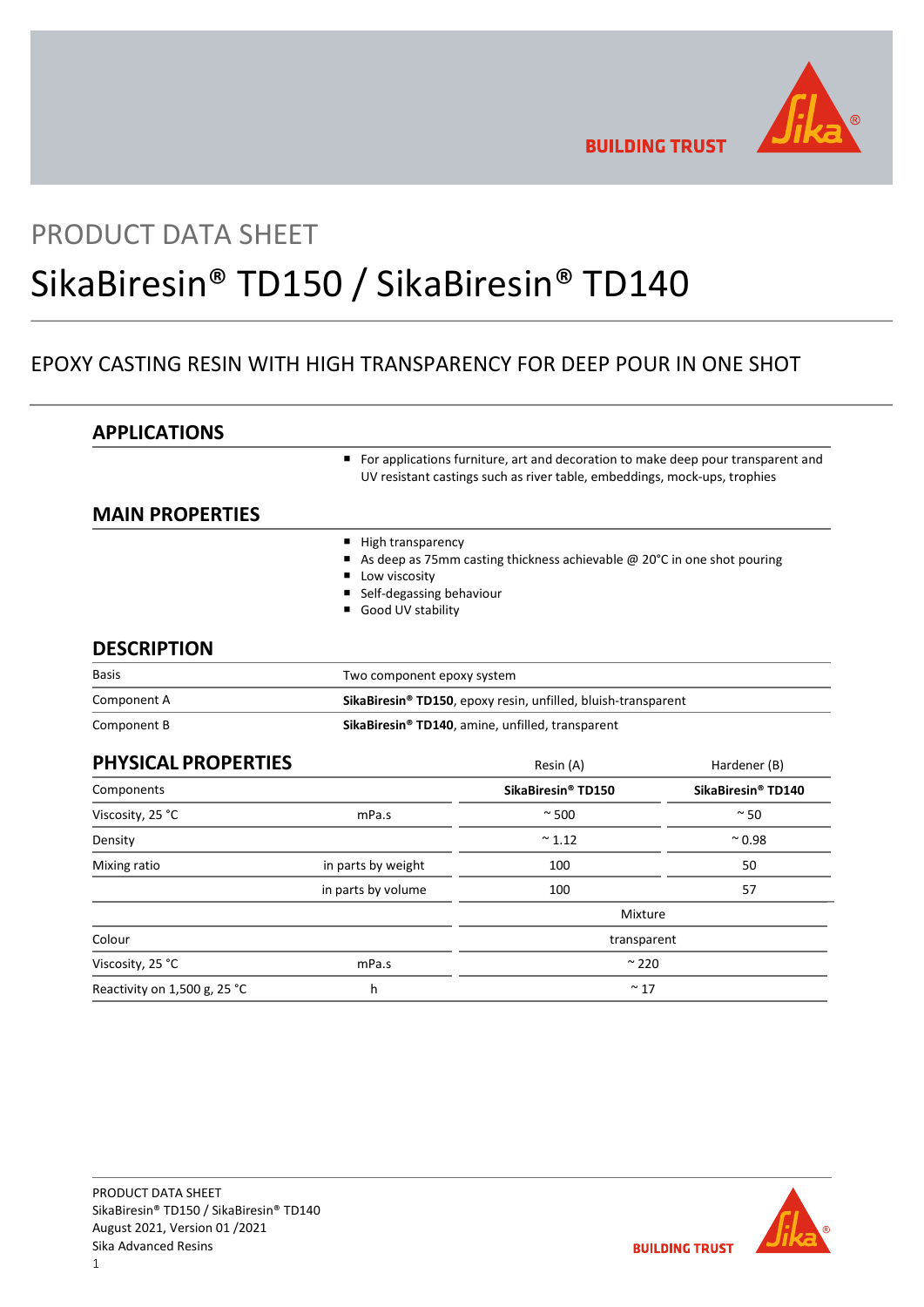PRODUCT DATA SHEET

# SikaBiresin® TD150 / SikaBiresin® TD140

EPOXY CASTING RESIN WITH HIGH TRANSPARENCY FOR DEEP POUR IN ONE SHOT

## APPLICATIONS

- For applications furniture, art and decoration to make deep pour transparent and UV resistant castings such as river table, embeddings, mock-ups, trophies

## MAIN PROPERTIES

- High transparency
- As deep as 75mm casting thickness achievable @ 20°C in one shot pouring
- Low viscosity
- Self-degassing behaviour
- Good UV stability

## DESCRIPTION

| | |
|---|---|
| Basis | Two component epoxy system |
| Component A | **SikaBiresin® TD150**, epoxy resin, unfilled, bluish-transparent |
| Component B | **SikaBiresin® TD140**, amine, unfilled, transparent |

## PHYSICAL PROPERTIES

| | | Resin (A) | Hardener (B) |
|---|---|---|---|
| Components | | **SikaBiresin® TD150** | **SikaBiresin® TD140** |
| Viscosity, 25 °C | mPa.s | ~ 500 | ~ 50 |
| Density | | ~ 1.12 | ~ 0.98 |
| Mixing ratio | in parts by weight | 100 | 50 |
| | in parts by volume | 100 | 57 |
| | | Mixture | |
| Colour | | transparent | |
| Viscosity, 25 °C | mPa.s | ~ 220 | |
| Reactivity on 1,500 g, 25 °C | h | ~ 17 | |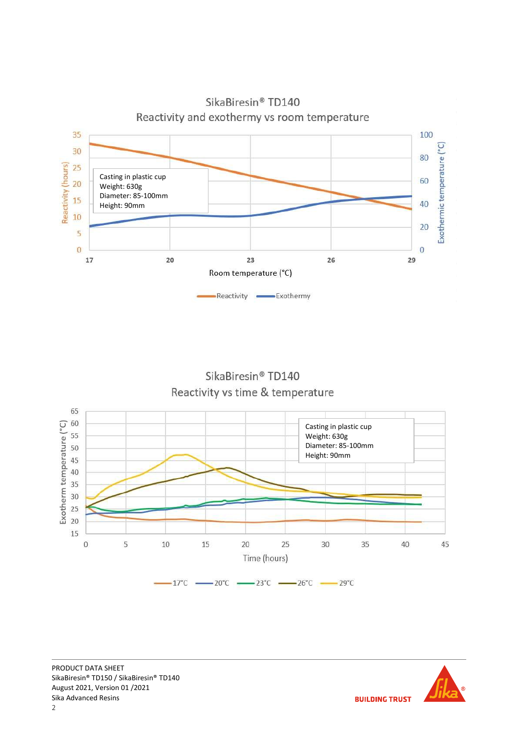## SikaBiresin® TD140
### Reactivity and exothermy vs room temperature

Casting in plastic cup
Weight: 630g
Diameter: 85-100mm
Height: 90mm

Reactivity (hours) | Exothermic temperature (°C) | Room temperature (°C)

Reactivity — Exothermy

## SikaBiresin® TD140
### Reactivity vs time & temperature

Casting in plastic cup
Weight: 630g
Diameter: 85-100mm
Height: 90mm

Exotherm temperature (°C) | Time (hours)

17°C — 20°C — 23°C — 26°C — 29°C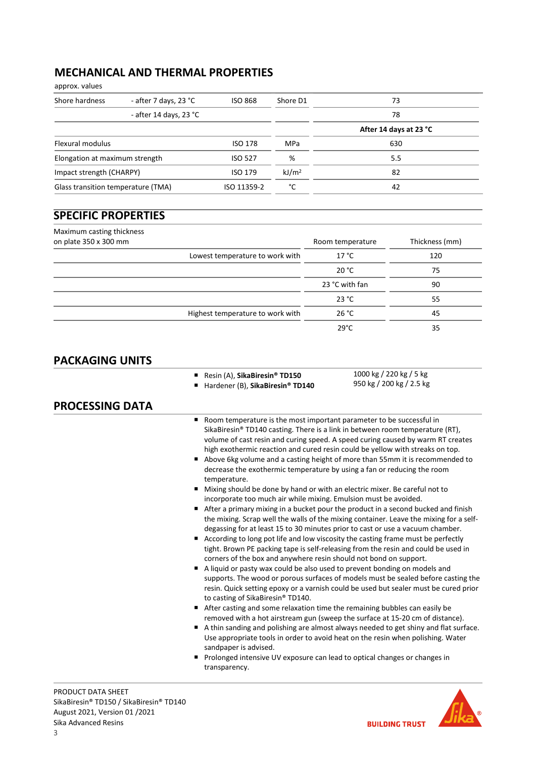## MECHANICAL AND THERMAL PROPERTIES

approx. values

| | | | | |
|---|---|---|---|---|
| Shore hardness | - after 7 days, 23 °C | ISO 868 | Shore D1 | 73 |
| | - after 14 days, 23 °C | | | 78 |
| | | | | **After 14 days at 23 °C** |
| Flexural modulus | | ISO 178 | MPa | 630 |
| Elongation at maximum strength | | ISO 527 | % | 5.5 |
| Impact strength (CHARPY) | | ISO 179 | kJ/m² | 82 |
| Glass transition temperature (TMA) | | ISO 11359-2 | °C | 42 |

## SPECIFIC PROPERTIES

| Maximum casting thickness on plate 350 x 300 mm | Room temperature | Thickness (mm) |
|---|---|---|
| Lowest temperature to work with | 17 °C | 120 |
| | 20 °C | 75 |
| | 23 °C with fan | 90 |
| | 23 °C | 55 |
| Highest temperature to work with | 26 °C | 45 |
| | 29°C | 35 |

## PACKAGING UNITS

- Resin (A), **SikaBiresin® TD150** — 1000 kg / 220 kg / 5 kg
- Hardener (B), **SikaBiresin® TD140** — 950 kg / 200 kg / 2.5 kg

## PROCESSING DATA

- Room temperature is the most important parameter to be successful in SikaBiresin® TD140 casting. There is a link in between room temperature (RT), volume of cast resin and curing speed. A speed curing caused by warm RT creates high exothermic reaction and cured resin could be yellow with streaks on top.
- Above 6kg volume and a casting height of more than 55mm it is recommended to decrease the exothermic temperature by using a fan or reducing the room temperature.
- Mixing should be done by hand or with an electric mixer. Be careful not to incorporate too much air while mixing. Emulsion must be avoided.
- After a primary mixing in a bucket pour the product in a second bucked and finish the mixing. Scrap well the walls of the mixing container. Leave the mixing for a self-degassing for at least 15 to 30 minutes prior to cast or use a vacuum chamber.
- According to long pot life and low viscosity the casting frame must be perfectly tight. Brown PE packing tape is self-releasing from the resin and could be used in corners of the box and anywhere resin should not bond on support.
- A liquid or pasty wax could be also used to prevent bonding on models and supports. The wood or porous surfaces of models must be sealed before casting the resin. Quick setting epoxy or a varnish could be used but sealer must be cured prior to casting of SikaBiresin® TD140.
- After casting and some relaxation time the remaining bubbles can easily be removed with a hot airstream gun (sweep the surface at 15-20 cm of distance).
- A thin sanding and polishing are almost always needed to get shiny and flat surface. Use appropriate tools in order to avoid heat on the resin when polishing. Water sandpaper is advised.
- Prolonged intensive UV exposure can lead to optical changes or changes in transparency.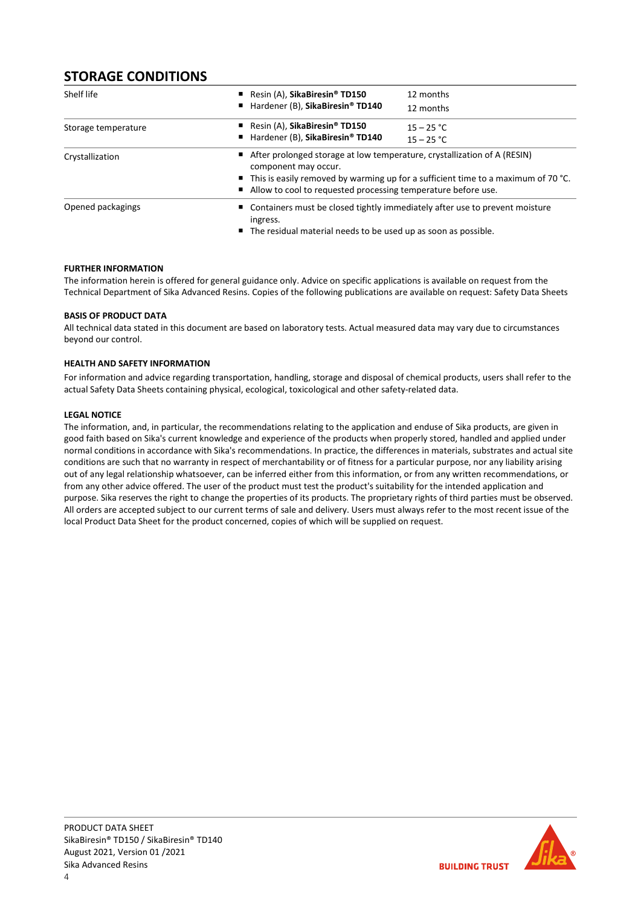## STORAGE CONDITIONS

| | | |
|---|---|---|
| Shelf life | ■ Resin (A), **SikaBiresin® TD150**<br>■ Hardener (B), **SikaBiresin® TD140** | 12 months<br>12 months |
| Storage temperature | ■ Resin (A), **SikaBiresin® TD150**<br>■ Hardener (B), **SikaBiresin® TD140** | 15 – 25 °C<br>15 – 25 °C |
| Crystallization | ■ After prolonged storage at low temperature, crystallization of A (RESIN) component may occur.<br>■ This is easily removed by warming up for a sufficient time to a maximum of 70 °C.<br>■ Allow to cool to requested processing temperature before use. | |
| Opened packagings | ■ Containers must be closed tightly immediately after use to prevent moisture ingress.<br>■ The residual material needs to be used up as soon as possible. | |

**FURTHER INFORMATION**

The information herein is offered for general guidance only. Advice on specific applications is available on request from the Technical Department of Sika Advanced Resins. Copies of the following publications are available on request: Safety Data Sheets

**BASIS OF PRODUCT DATA**

All technical data stated in this document are based on laboratory tests. Actual measured data may vary due to circumstances beyond our control.

**HEALTH AND SAFETY INFORMATION**

For information and advice regarding transportation, handling, storage and disposal of chemical products, users shall refer to the actual Safety Data Sheets containing physical, ecological, toxicological and other safety-related data.

**LEGAL NOTICE**

The information, and, in particular, the recommendations relating to the application and enduse of Sika products, are given in good faith based on Sika's current knowledge and experience of the products when properly stored, handled and applied under normal conditions in accordance with Sika's recommendations. In practice, the differences in materials, substrates and actual site conditions are such that no warranty in respect of merchantability or of fitness for a particular purpose, nor any liability arising out of any legal relationship whatsoever, can be inferred either from this information, or from any written recommendations, or from any other advice offered. The user of the product must test the product's suitability for the intended application and purpose. Sika reserves the right to change the properties of its products. The proprietary rights of third parties must be observed. All orders are accepted subject to our current terms of sale and delivery. Users must always refer to the most recent issue of the local Product Data Sheet for the product concerned, copies of which will be supplied on request.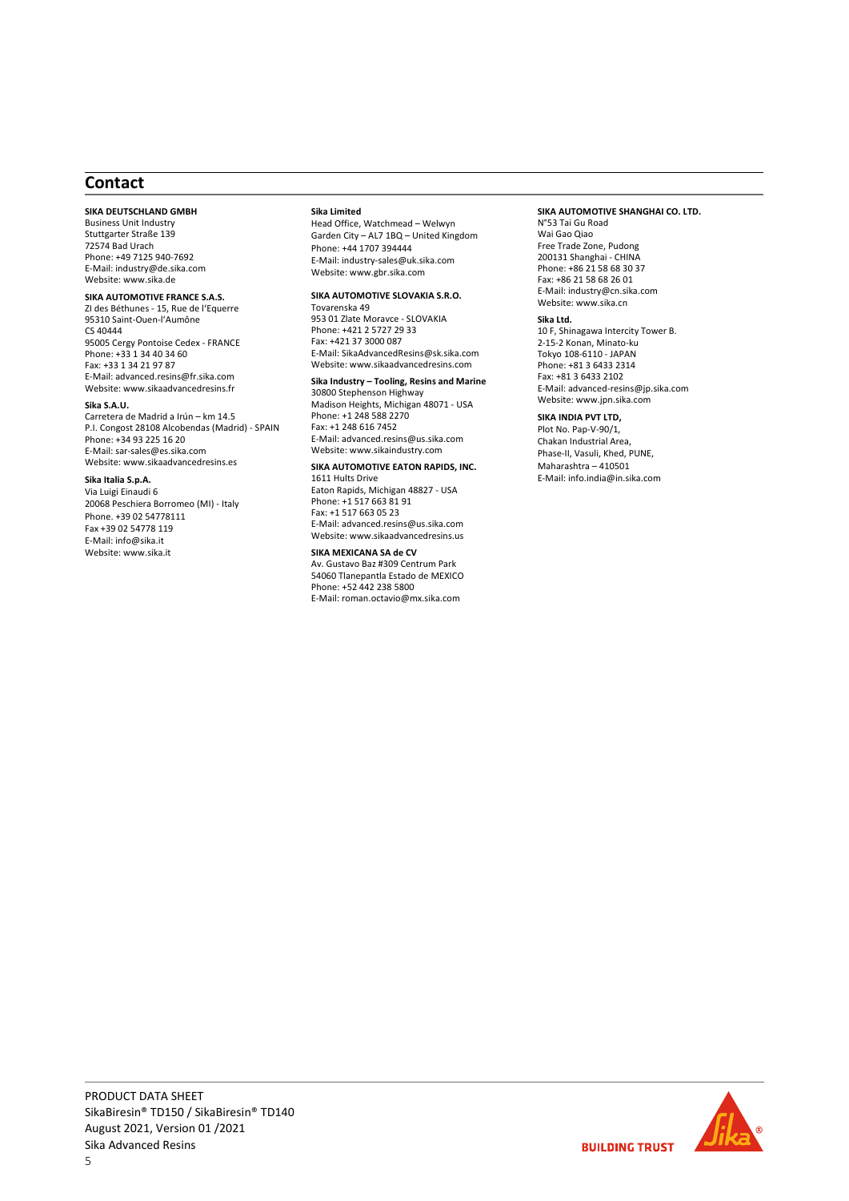## Contact

**SIKA DEUTSCHLAND GMBH**
Business Unit Industry
Stuttgarter Straße 139
72574 Bad Urach
Phone: +49 7125 940-7692
E-Mail: industry@de.sika.com
Website: www.sika.de

**SIKA AUTOMOTIVE FRANCE S.A.S.**
ZI des Béthunes - 15, Rue de l'Equerre
95310 Saint-Ouen-l'Aumône
CS 40444
95005 Cergy Pontoise Cedex - FRANCE
Phone: +33 1 34 40 34 60
Fax: +33 1 34 21 97 87
E-Mail: advanced.resins@fr.sika.com
Website: www.sikaadvancedresins.fr

**Sika S.A.U.**
Carretera de Madrid a Irún – km 14.5
P.I. Congost 28108 Alcobendas (Madrid) - SPAIN
Phone: +34 93 225 16 20
E-Mail: sar-sales@es.sika.com
Website: www.sikaadvancedresins.es

**Sika Italia S.p.A.**
Via Luigi Einaudi 6
20068 Peschiera Borromeo (MI) - Italy
Phone. +39 02 54778111
Fax +39 02 54778 119
E-Mail: info@sika.it
Website: www.sika.it

**Sika Limited**
Head Office, Watchmead – Welwyn
Garden City – AL7 1BQ – United Kingdom
Phone: +44 1707 394444
E-Mail: industry-sales@uk.sika.com
Website: www.gbr.sika.com

**SIKA AUTOMOTIVE SLOVAKIA S.R.O.**
Tovarenska 49
953 01 Zlate Moravce - SLOVAKIA
Phone: +421 2 5727 29 33
Fax: +421 37 3000 087
E-Mail: SikaAdvancedResins@sk.sika.com
Website: www.sikaadvancedresins.com

**Sika Industry – Tooling, Resins and Marine**
30800 Stephenson Highway
Madison Heights, Michigan 48071 - USA
Phone: +1 248 588 2270
Fax: +1 248 616 7452
E-Mail: advanced.resins@us.sika.com
Website: www.sikaindustry.com

**SIKA AUTOMOTIVE EATON RAPIDS, INC.**
1611 Hults Drive
Eaton Rapids, Michigan 48827 - USA
Phone: +1 517 663 81 91
Fax: +1 517 663 05 23
E-Mail: advanced.resins@us.sika.com
Website: www.sikaadvancedresins.us

**SIKA MEXICANA SA de CV**
Av. Gustavo Baz #309 Centrum Park
54060 Tlanepantla Estado de MEXICO
Phone: +52 442 238 5800
E-Mail: roman.octavio@mx.sika.com

**SIKA AUTOMOTIVE SHANGHAI CO. LTD.**
N°53 Tai Gu Road
Wai Gao Qiao
Free Trade Zone, Pudong
200131 Shanghai - CHINA
Phone: +86 21 58 68 30 37
Fax: +86 21 58 68 26 01
E-Mail: industry@cn.sika.com
Website: www.sika.cn

**Sika Ltd.**
10 F, Shinagawa Intercity Tower B.
2-15-2 Konan, Minato-ku
Tokyo 108-6110 - JAPAN
Phone: +81 3 6433 2314
Fax: +81 3 6433 2102
E-Mail: advanced-resins@jp.sika.com
Website: www.jpn.sika.com

**SIKA INDIA PVT LTD,**
Plot No. Pap-V-90/1,
Chakan Industrial Area,
Phase-II, Vasuli, Khed, PUNE,
Maharashtra – 410501
E-Mail: info.india@in.sika.com